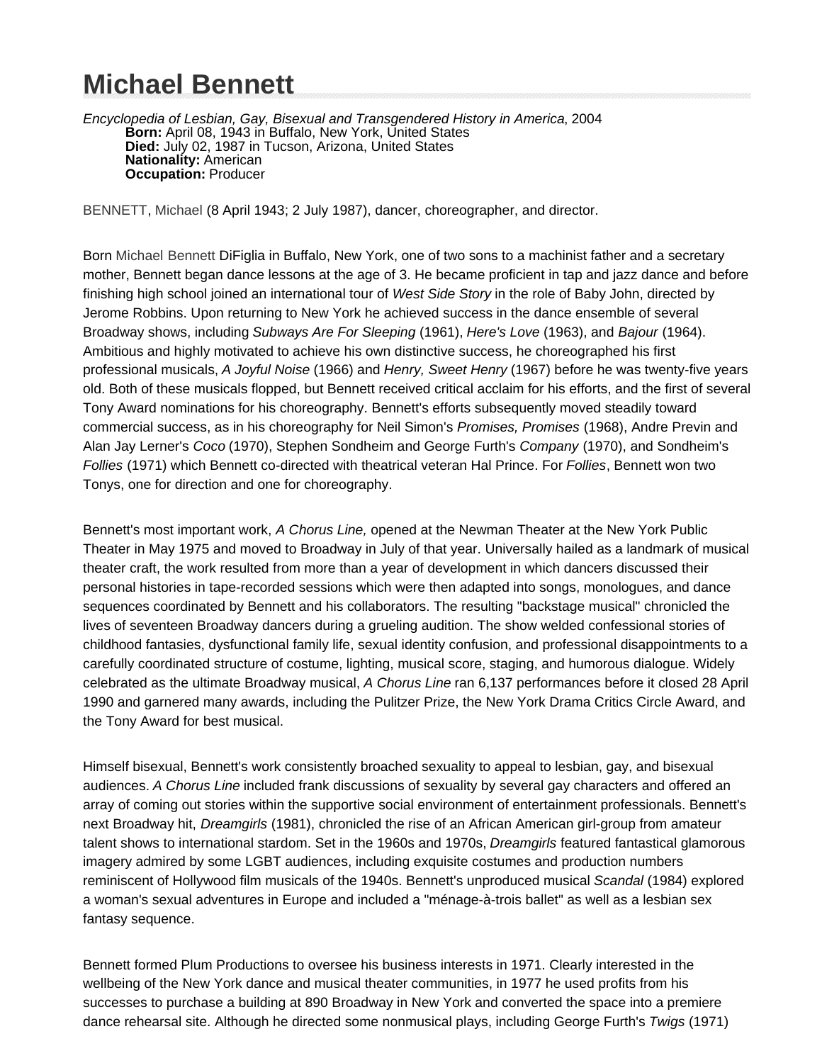# Michael Bennett

*Encyclopedia of Lesbian, Gay, Bisexual and Transgendered History in America*, 2004

**Born:** April 08, 1943 in Buffalo, New York, United States
**Died:** July 02, 1987 in Tucson, Arizona, United States
**Nationality:** American
**Occupation:** Producer

BENNETT, Michael (8 April 1943; 2 July 1987), dancer, choreographer, and director.

Born Michael Bennett DiFiglia in Buffalo, New York, one of two sons to a machinist father and a secretary mother, Bennett began dance lessons at the age of 3. He became proficient in tap and jazz dance and before finishing high school joined an international tour of *West Side Story* in the role of Baby John, directed by Jerome Robbins. Upon returning to New York he achieved success in the dance ensemble of several Broadway shows, including *Subways Are For Sleeping* (1961), *Here's Love* (1963), and *Bajour* (1964). Ambitious and highly motivated to achieve his own distinctive success, he choreographed his first professional musicals, *A Joyful Noise* (1966) and *Henry, Sweet Henry* (1967) before he was twenty-five years old. Both of these musicals flopped, but Bennett received critical acclaim for his efforts, and the first of several Tony Award nominations for his choreography. Bennett's efforts subsequently moved steadily toward commercial success, as in his choreography for Neil Simon's *Promises, Promises* (1968), Andre Previn and Alan Jay Lerner's *Coco* (1970), Stephen Sondheim and George Furth's *Company* (1970), and Sondheim's *Follies* (1971) which Bennett co-directed with theatrical veteran Hal Prince. For *Follies*, Bennett won two Tonys, one for direction and one for choreography.

Bennett's most important work, *A Chorus Line,* opened at the Newman Theater at the New York Public Theater in May 1975 and moved to Broadway in July of that year. Universally hailed as a landmark of musical theater craft, the work resulted from more than a year of development in which dancers discussed their personal histories in tape-recorded sessions which were then adapted into songs, monologues, and dance sequences coordinated by Bennett and his collaborators. The resulting "backstage musical" chronicled the lives of seventeen Broadway dancers during a grueling audition. The show welded confessional stories of childhood fantasies, dysfunctional family life, sexual identity confusion, and professional disappointments to a carefully coordinated structure of costume, lighting, musical score, staging, and humorous dialogue. Widely celebrated as the ultimate Broadway musical, *A Chorus Line* ran 6,137 performances before it closed 28 April 1990 and garnered many awards, including the Pulitzer Prize, the New York Drama Critics Circle Award, and the Tony Award for best musical.

Himself bisexual, Bennett's work consistently broached sexuality to appeal to lesbian, gay, and bisexual audiences. *A Chorus Line* included frank discussions of sexuality by several gay characters and offered an array of coming out stories within the supportive social environment of entertainment professionals. Bennett's next Broadway hit, *Dreamgirls* (1981), chronicled the rise of an African American girl-group from amateur talent shows to international stardom. Set in the 1960s and 1970s, *Dreamgirls* featured fantastical glamorous imagery admired by some LGBT audiences, including exquisite costumes and production numbers reminiscent of Hollywood film musicals of the 1940s. Bennett's unproduced musical *Scandal* (1984) explored a woman's sexual adventures in Europe and included a "ménage-à-trois ballet" as well as a lesbian sex fantasy sequence.

Bennett formed Plum Productions to oversee his business interests in 1971. Clearly interested in the wellbeing of the New York dance and musical theater communities, in 1977 he used profits from his successes to purchase a building at 890 Broadway in New York and converted the space into a premiere dance rehearsal site. Although he directed some nonmusical plays, including George Furth's *Twigs* (1971)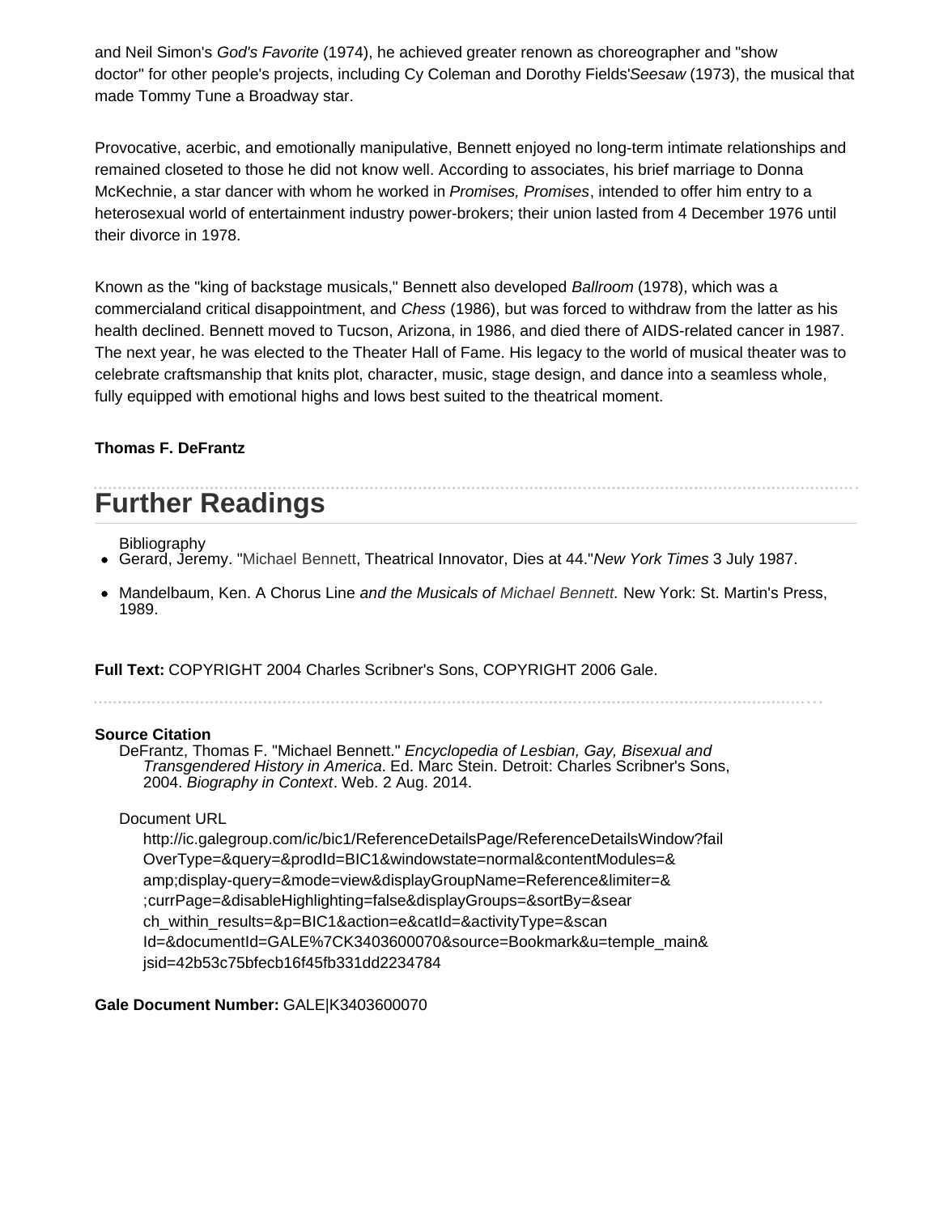and Neil Simon's *God's Favorite* (1974), he achieved greater renown as choreographer and "show doctor" for other people's projects, including Cy Coleman and Dorothy Fields'*Seesaw* (1973), the musical that made Tommy Tune a Broadway star.

Provocative, acerbic, and emotionally manipulative, Bennett enjoyed no long-term intimate relationships and remained closeted to those he did not know well. According to associates, his brief marriage to Donna McKechnie, a star dancer with whom he worked in *Promises, Promises*, intended to offer him entry to a heterosexual world of entertainment industry power-brokers; their union lasted from 4 December 1976 until their divorce in 1978.

Known as the "king of backstage musicals," Bennett also developed *Ballroom* (1978), which was a commercialand critical disappointment, and *Chess* (1986), but was forced to withdraw from the latter as his health declined. Bennett moved to Tucson, Arizona, in 1986, and died there of AIDS-related cancer in 1987. The next year, he was elected to the Theater Hall of Fame. His legacy to the world of musical theater was to celebrate craftsmanship that knits plot, character, music, stage design, and dance into a seamless whole, fully equipped with emotional highs and lows best suited to the theatrical moment.

**Thomas F. DeFrantz**

## Further Readings

Bibliography

- Gerard, Jeremy. "Michael Bennett, Theatrical Innovator, Dies at 44."*New York Times* 3 July 1987.
- Mandelbaum, Ken. A Chorus Line *and the Musicals of Michael Bennett.* New York: St. Martin's Press, 1989.

**Full Text:** COPYRIGHT 2004 Charles Scribner's Sons, COPYRIGHT 2006 Gale.

**Source Citation**

DeFrantz, Thomas F. "Michael Bennett." *Encyclopedia of Lesbian, Gay, Bisexual and Transgendered History in America*. Ed. Marc Stein. Detroit: Charles Scribner's Sons, 2004. *Biography in Context*. Web. 2 Aug. 2014.

Document URL

http://ic.galegroup.com/ic/bic1/ReferenceDetailsPage/ReferenceDetailsWindow?failOverType=&query=&prodId=BIC1&windowstate=normal&contentModules=&amp;display-query=&mode=view&displayGroupName=Reference&limiter=&;currPage=&disableHighlighting=false&displayGroups=&sortBy=&search_within_results=&p=BIC1&action=e&catId=&activityType=&scanId=&documentId=GALE%7CK3403600070&source=Bookmark&u=temple_main&jsid=42b53c75bfecb16f45fb331dd2234784

**Gale Document Number:** GALE|K3403600070